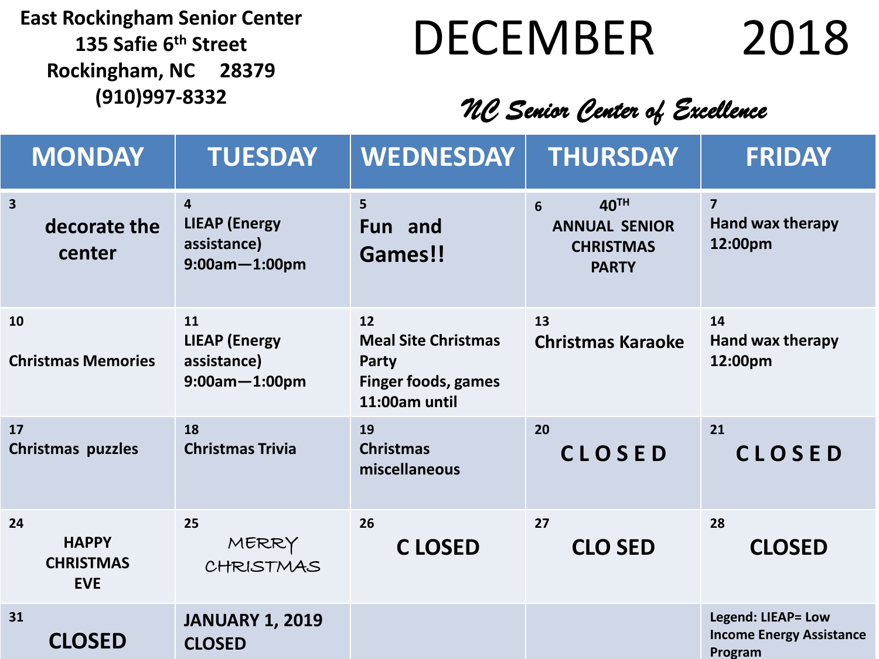**East Rockingham Senior Center**
**135 Safie 6th Street**
**Rockingham, NC 28379**
**(910)997-8332**

# DECEMBER 2018

*NC Senior Center of Excellence*

| MONDAY | TUESDAY | WEDNESDAY | THURSDAY | FRIDAY |
|---|---|---|---|---|
| 3<br>decorate the center | 4<br>LIEAP (Energy assistance)<br>9:00am—1:00pm | 5<br>Fun and Games!! | 6<br>40TH ANNUAL SENIOR CHRISTMAS PARTY | 7<br>Hand wax therapy<br>12:00pm |
| 10<br>Christmas Memories | 11<br>LIEAP (Energy assistance)<br>9:00am—1:00pm | 12<br>Meal Site Christmas Party<br>Finger foods, games<br>11:00am until | 13<br>Christmas Karaoke | 14<br>Hand wax therapy<br>12:00pm |
| 17<br>Christmas puzzles | 18<br>Christmas Trivia | 19<br>Christmas miscellaneous | 20<br>C L O S E D | 21<br>C L O S E D |
| 24<br>HAPPY CHRISTMAS EVE | 25<br>MERRY CHRISTMAS | 26<br>C LOSED | 27<br>CLO SED | 28<br>CLOSED |
| 31<br>CLOSED | JANUARY 1, 2019<br>CLOSED | | | Legend: LIEAP= Low Income Energy Assistance Program |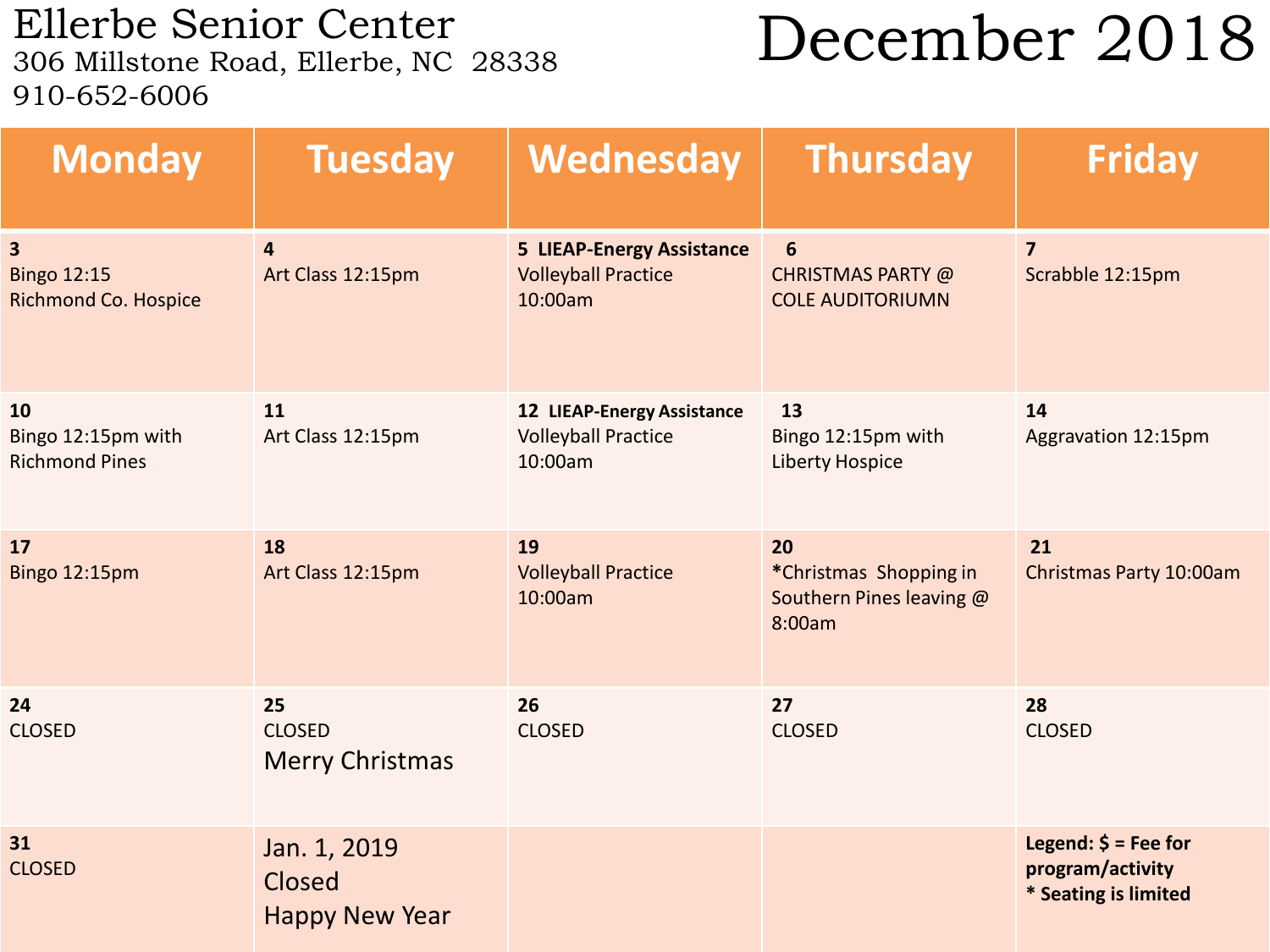# Ellerbe Senior Center

306 Millstone Road, Ellerbe, NC 28338
910-652-6006

# December 2018

| Monday | Tuesday | Wednesday | Thursday | Friday |
| --- | --- | --- | --- | --- |
| **3**<br>Bingo 12:15<br>Richmond Co. Hospice | **4**<br>Art Class 12:15pm | **5 LIEAP-Energy Assistance**<br>Volleyball Practice 10:00am | **6**<br>CHRISTMAS PARTY @ COLE AUDITORIUMN | **7**<br>Scrabble 12:15pm |
| **10**<br>Bingo 12:15pm with Richmond Pines | **11**<br>Art Class 12:15pm | **12 LIEAP-Energy Assistance**<br>Volleyball Practice 10:00am | **13**<br>Bingo 12:15pm with Liberty Hospice | **14**<br>Aggravation 12:15pm |
| **17**<br>Bingo 12:15pm | **18**<br>Art Class 12:15pm | **19**<br>Volleyball Practice 10:00am | **20**<br>*Christmas Shopping in Southern Pines leaving @ 8:00am | **21**<br>Christmas Party 10:00am |
| **24**<br>CLOSED | **25**<br>CLOSED<br>Merry Christmas | **26**<br>CLOSED | **27**<br>CLOSED | **28**<br>CLOSED |
| **31**<br>CLOSED | Jan. 1, 2019<br>Closed<br>Happy New Year | | | **Legend: $ = Fee for program/activity**<br>*** Seating is limited** |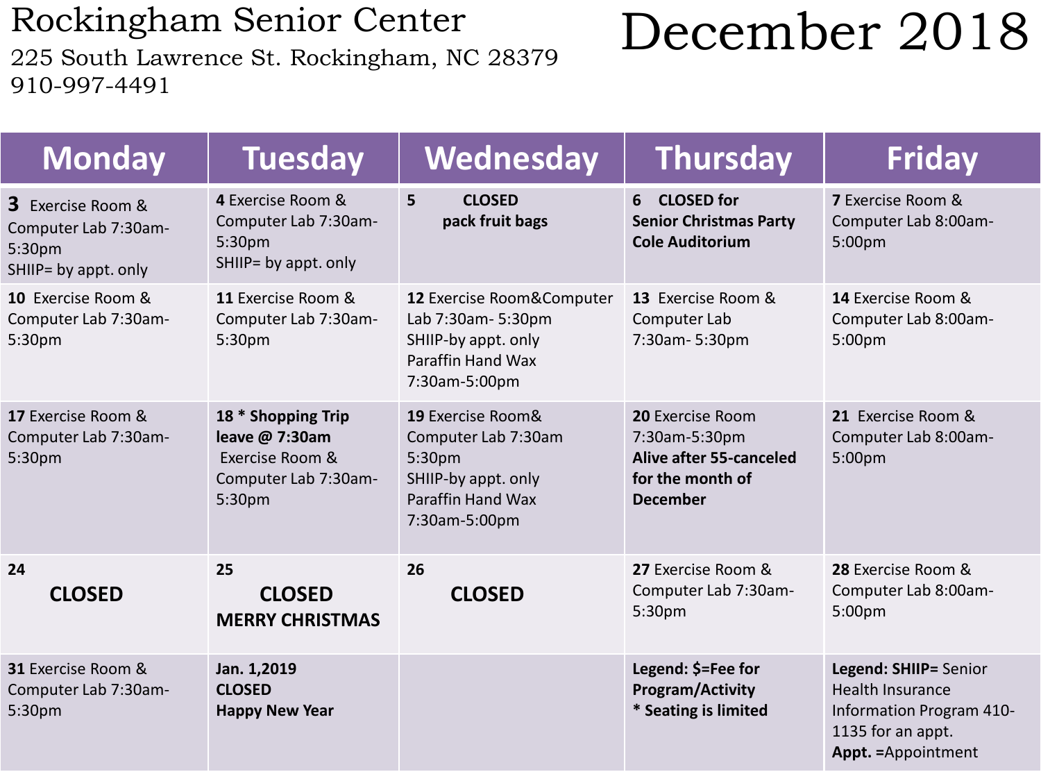# Rockingham Senior Center

225 South Lawrence St. Rockingham, NC 28379
910-997-4491

# December 2018

| Monday | Tuesday | Wednesday | Thursday | Friday |
|---|---|---|---|---|
| **3** Exercise Room & Computer Lab 7:30am-5:30pm<br>SHIIP= by appt. only | **4** Exercise Room & Computer Lab 7:30am-5:30pm<br>SHIIP= by appt. only | **5** **CLOSED**<br>**pack fruit bags** | **6** **CLOSED for Senior Christmas Party Cole Auditorium** | **7** Exercise Room & Computer Lab 8:00am-5:00pm |
| **10** Exercise Room & Computer Lab 7:30am-5:30pm | **11** Exercise Room & Computer Lab 7:30am-5:30pm | **12** Exercise Room&Computer Lab 7:30am- 5:30pm<br>SHIIP-by appt. only<br>Paraffin Hand Wax 7:30am-5:00pm | **13** Exercise Room & Computer Lab 7:30am- 5:30pm | **14** Exercise Room & Computer Lab 8:00am-5:00pm |
| **17** Exercise Room & Computer Lab 7:30am-5:30pm | **18 * Shopping Trip leave @ 7:30am**<br>Exercise Room & Computer Lab 7:30am-5:30pm | **19** Exercise Room& Computer Lab 7:30am 5:30pm<br>SHIIP-by appt. only<br>Paraffin Hand Wax 7:30am-5:00pm | **20** Exercise Room 7:30am-5:30pm<br>**Alive after 55-canceled for the month of December** | **21** Exercise Room & Computer Lab 8:00am-5:00pm |
| **24**<br>**CLOSED** | **25**<br>**CLOSED**<br>**MERRY CHRISTMAS** | **26**<br>**CLOSED** | **27** Exercise Room & Computer Lab 7:30am-5:30pm | **28** Exercise Room & Computer Lab 8:00am-5:00pm |
| **31** Exercise Room & Computer Lab 7:30am-5:30pm | **Jan. 1,2019**<br>**CLOSED**<br>**Happy New Year** | | **Legend: $=Fee for Program/Activity**<br>**\* Seating is limited** | **Legend: SHIIP=** Senior Health Insurance Information Program 410-1135 for an appt.<br>**Appt. =**Appointment |